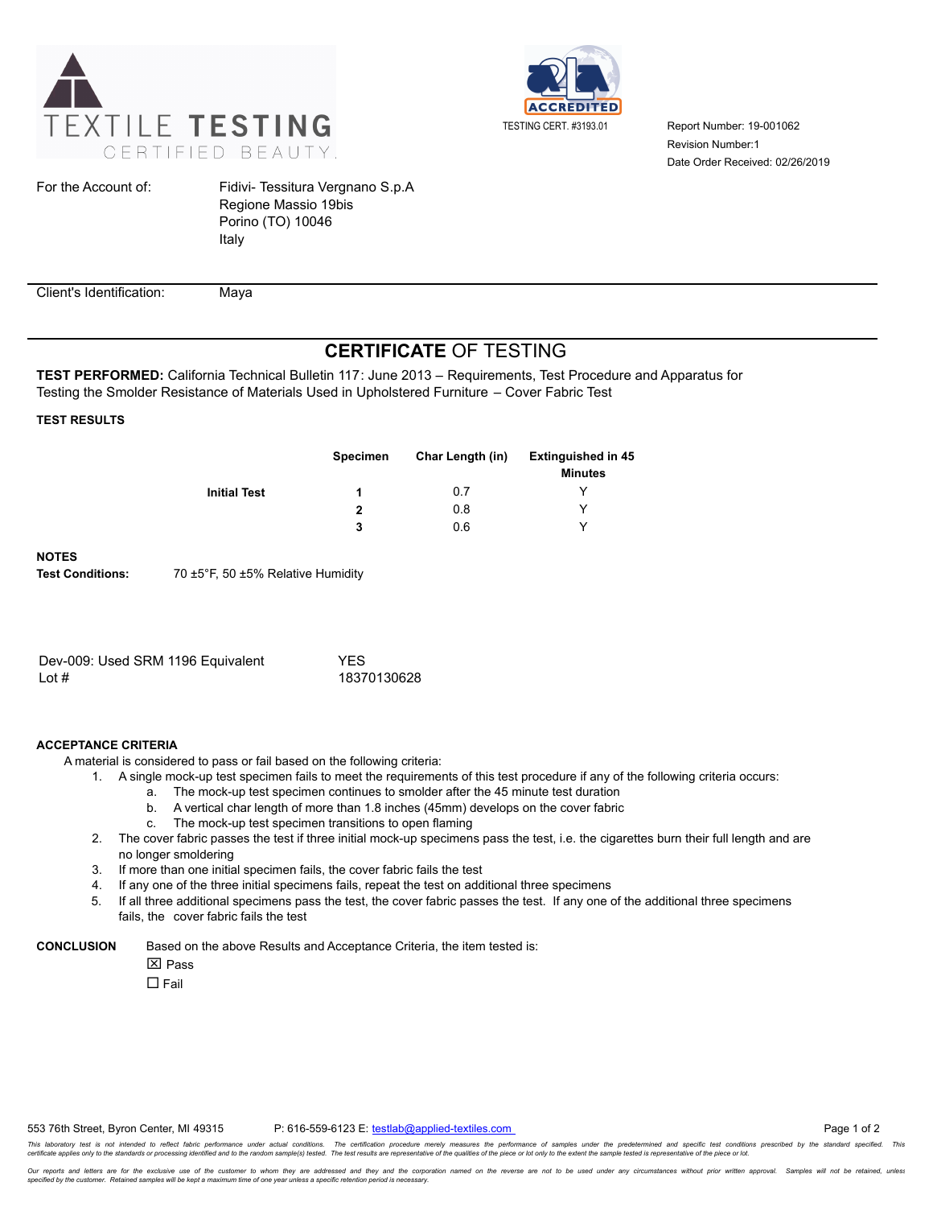TEXTILE TESTING
CERTIFIED BEAUTY

ACCREDITED

TESTING CERT. #3193.01

Report Number: 19-001062
Revision Number:1
Date Order Received: 02/26/2019

For the Account of: Fidivi- Tessitura Vergnano S.p.A
Regione Massio 19bis
Porino (TO) 10046
Italy

Client's Identification: Maya

# CERTIFICATE OF TESTING

**TEST PERFORMED:** California Technical Bulletin 117: June 2013 – Requirements, Test Procedure and Apparatus for Testing the Smolder Resistance of Materials Used in Upholstered Furniture – Cover Fabric Test

**TEST RESULTS**

| | Specimen | Char Length (in) | Extinguished in 45 Minutes |
|---|---|---|---|
| **Initial Test** | **1** | 0.7 | Y |
| | **2** | 0.8 | Y |
| | **3** | 0.6 | Y |

**NOTES**

**Test Conditions:** 70 ±5°F, 50 ±5% Relative Humidity

| | |
|---|---|
| Dev-009: Used SRM 1196 Equivalent | YES |
| Lot # | 18370130628 |

**ACCEPTANCE CRITERIA**

A material is considered to pass or fail based on the following criteria:

1. A single mock-up test specimen fails to meet the requirements of this test procedure if any of the following criteria occurs:
   a. The mock-up test specimen continues to smolder after the 45 minute test duration
   b. A vertical char length of more than 1.8 inches (45mm) develops on the cover fabric
   c. The mock-up test specimen transitions to open flaming
2. The cover fabric passes the test if three initial mock-up specimens pass the test, i.e. the cigarettes burn their full length and are no longer smoldering
3. If more than one initial specimen fails, the cover fabric fails the test
4. If any one of the three initial specimens fails, repeat the test on additional three specimens
5. If all three additional specimens pass the test, the cover fabric passes the test. If any one of the additional three specimens fails, the cover fabric fails the test

**CONCLUSION** Based on the above Results and Acceptance Criteria, the item tested is:

☒ Pass

☐ Fail

553 76th Street, Byron Center, MI 49315 P: 616-559-6123 E: testlab@applied-textiles.com

*This laboratory test is not intended to reflect fabric performance under actual conditions. The certification procedure merely measures the performance of samples under the predetermined and specific test conditions prescribed by the standard specified. This certificate applies only to the standards or processing identified and to the random sample(s) tested. The test results are representative of the qualities of the piece or lot only to the extent the sample tested is representative of the piece or lot.*

*Our reports and letters are for the exclusive use of the customer to whom they are addressed and they and the corporation named on the reverse are not to be used under any circumstances without prior written approval. Samples will not be retained, unless specified by the customer. Retained samples will be kept a maximum time of one year unless a specific retention period is necessary.*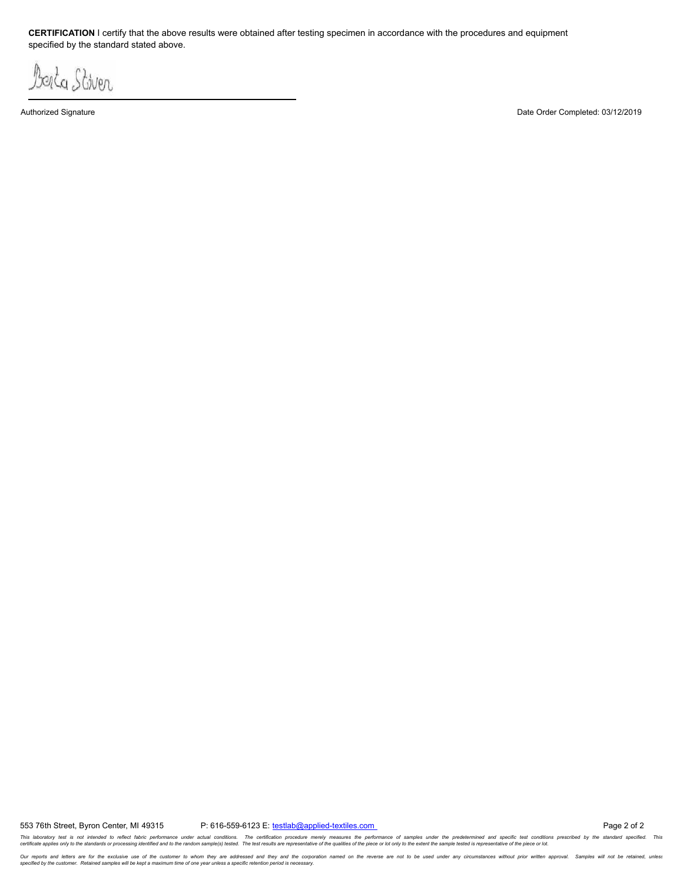**CERTIFICATION** I certify that the above results were obtained after testing specimen in accordance with the procedures and equipment specified by the standard stated above.

Authorized Signature

Date Order Completed: 03/12/2019

553 76th Street, Byron Center, MI 49315 P: 616-559-6123 E: testlab@applied-textiles.com

*This laboratory test is not intended to reflect fabric performance under actual conditions. The certification procedure merely measures the performance of samples under the predetermined and specific test conditions prescribed by the standard specified. This certificate applies only to the standards or processing identified and to the random sample(s) tested. The test results are representative of the qualities of the piece or lot only to the extent the sample tested is representative of the piece or lot.*

*Our reports and letters are for the exclusive use of the customer to whom they are addressed and they and the corporation named on the reverse are not to be used under any circumstances without prior written approval. Samples will not be retained, unless specified by the customer. Retained samples will be kept a maximum time of one year unless a specific retention period is necessary.*